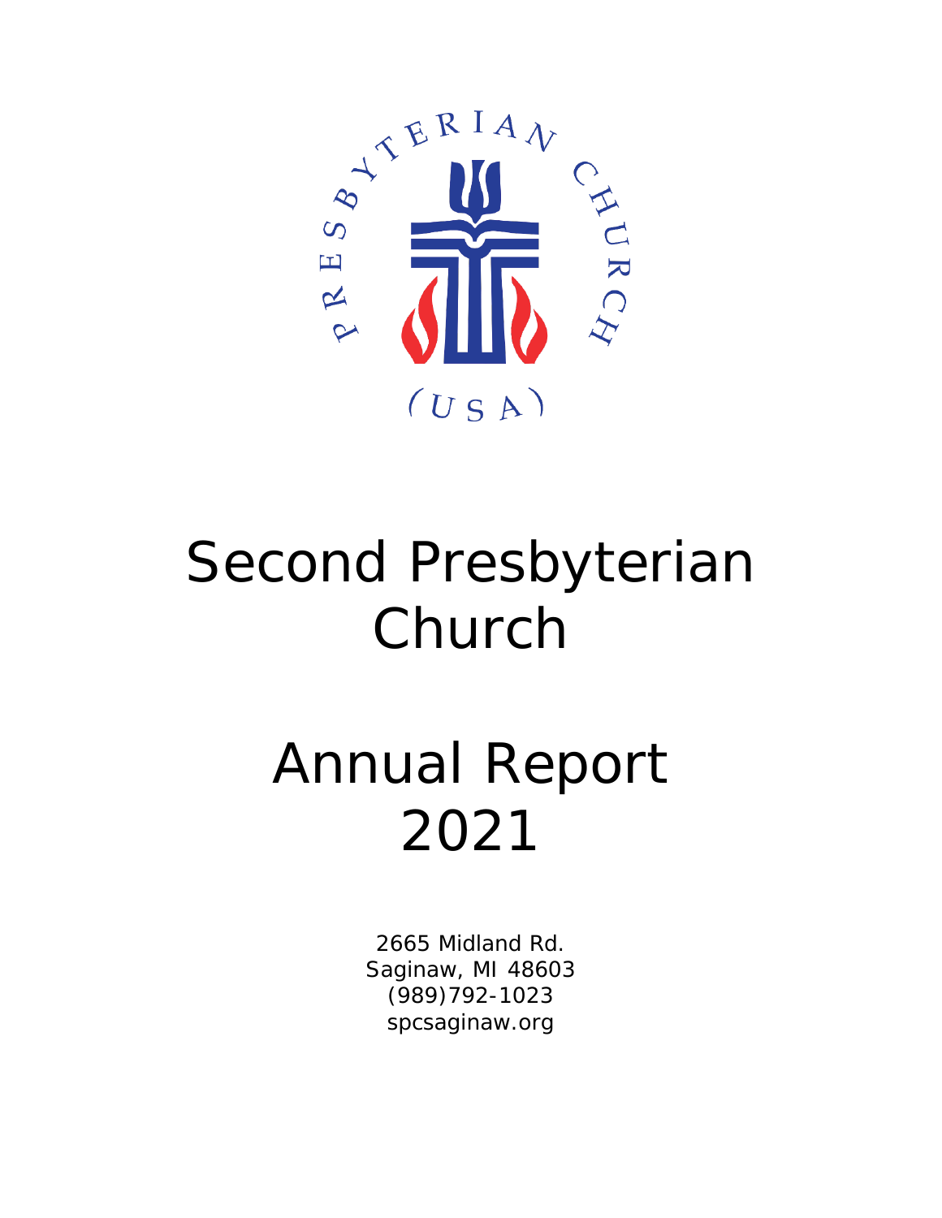# Second Presbyterian Church

# Annual Report 2021

2665 Midland Rd.
Saginaw, MI 48603
(989)792-1023
spcsaginaw.org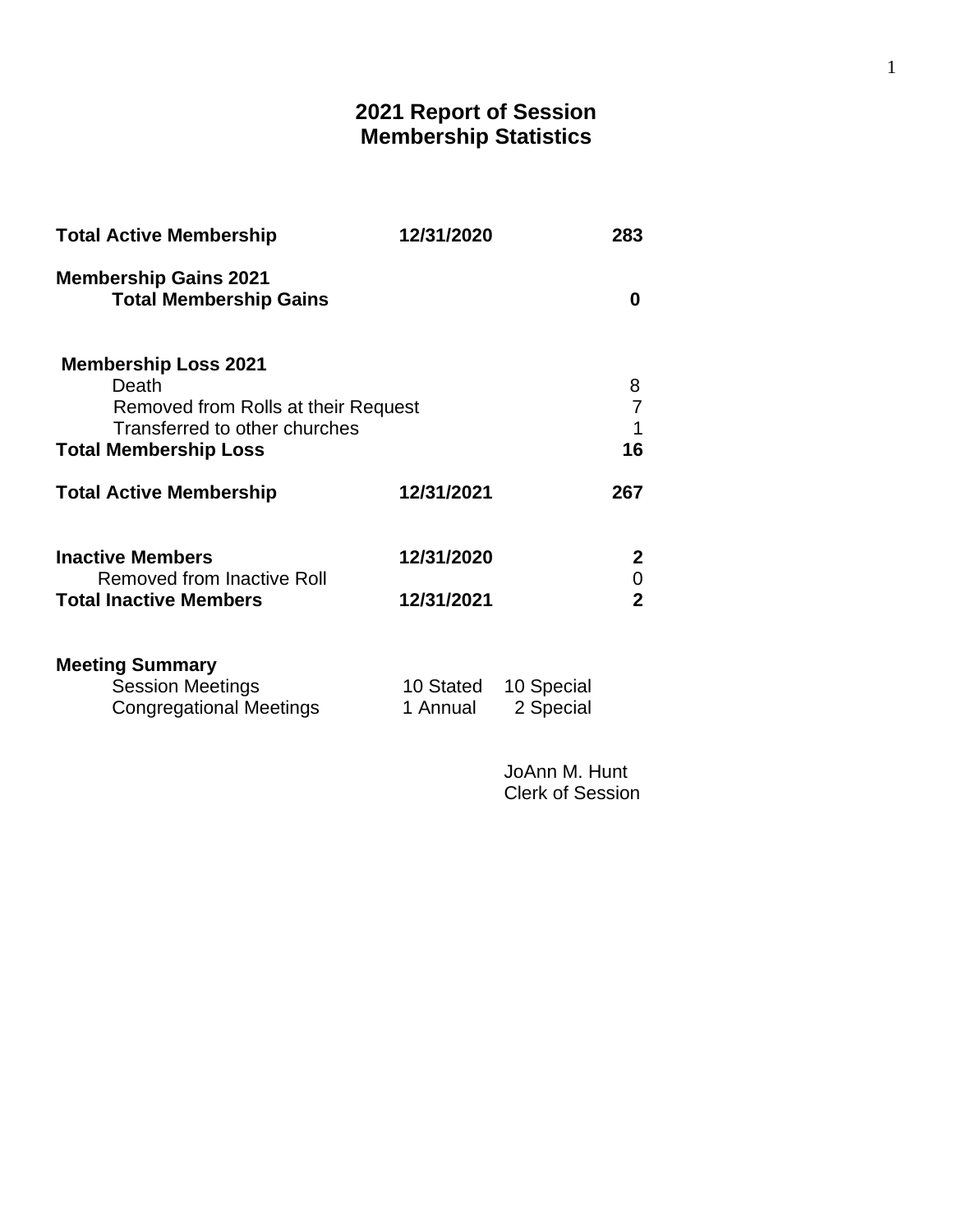# 2021 Report of Session
## Membership Statistics

| | | |
|---|---|---|
| **Total Active Membership** | **12/31/2020** | **283** |
| **Membership Gains 2021** | | |
| **Total Membership Gains** | | **0** |
| **Membership Loss 2021** | | |
| Death | | 8 |
| Removed from Rolls at their Request | | 7 |
| Transferred to other churches | | 1 |
| **Total Membership Loss** | | **16** |
| **Total Active Membership** | **12/31/2021** | **267** |
| **Inactive Members** | **12/31/2020** | **2** |
| Removed from Inactive Roll | | 0 |
| **Total Inactive Members** | **12/31/2021** | **2** |

**Meeting Summary**

| | | |
|---|---|---|
| Session Meetings | 10 Stated | 10 Special |
| Congregational Meetings | 1 Annual | 2 Special |

JoAnn M. Hunt
Clerk of Session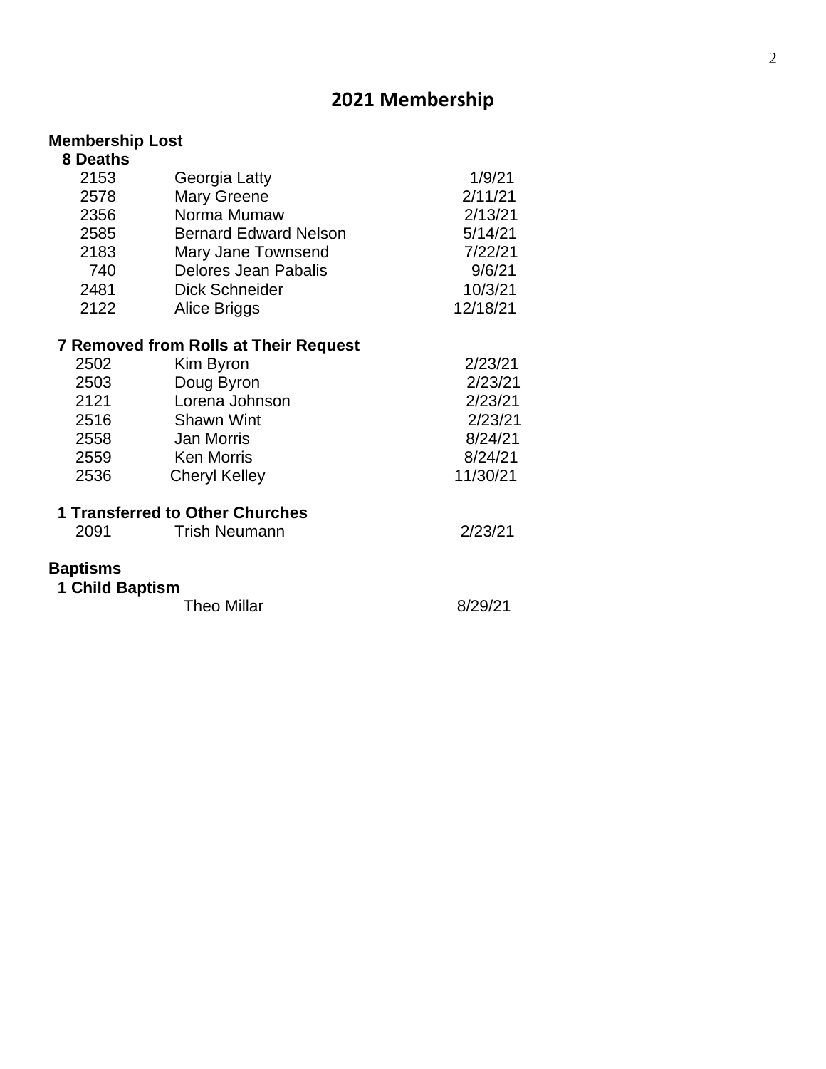# 2021 Membership

## Membership Lost

### 8 Deaths

| | | |
|---|---|---|
| 2153 | Georgia Latty | 1/9/21 |
| 2578 | Mary Greene | 2/11/21 |
| 2356 | Norma Mumaw | 2/13/21 |
| 2585 | Bernard Edward Nelson | 5/14/21 |
| 2183 | Mary Jane Townsend | 7/22/21 |
| 740 | Delores Jean Pabalis | 9/6/21 |
| 2481 | Dick Schneider | 10/3/21 |
| 2122 | Alice Briggs | 12/18/21 |

### 7 Removed from Rolls at Their Request

| | | |
|---|---|---|
| 2502 | Kim Byron | 2/23/21 |
| 2503 | Doug Byron | 2/23/21 |
| 2121 | Lorena Johnson | 2/23/21 |
| 2516 | Shawn Wint | 2/23/21 |
| 2558 | Jan Morris | 8/24/21 |
| 2559 | Ken Morris | 8/24/21 |
| 2536 | Cheryl Kelley | 11/30/21 |

### 1 Transferred to Other Churches

| | | |
|---|---|---|
| 2091 | Trish Neumann | 2/23/21 |

## Baptisms

### 1 Child Baptism

| | | |
|---|---|---|
| | Theo Millar | 8/29/21 |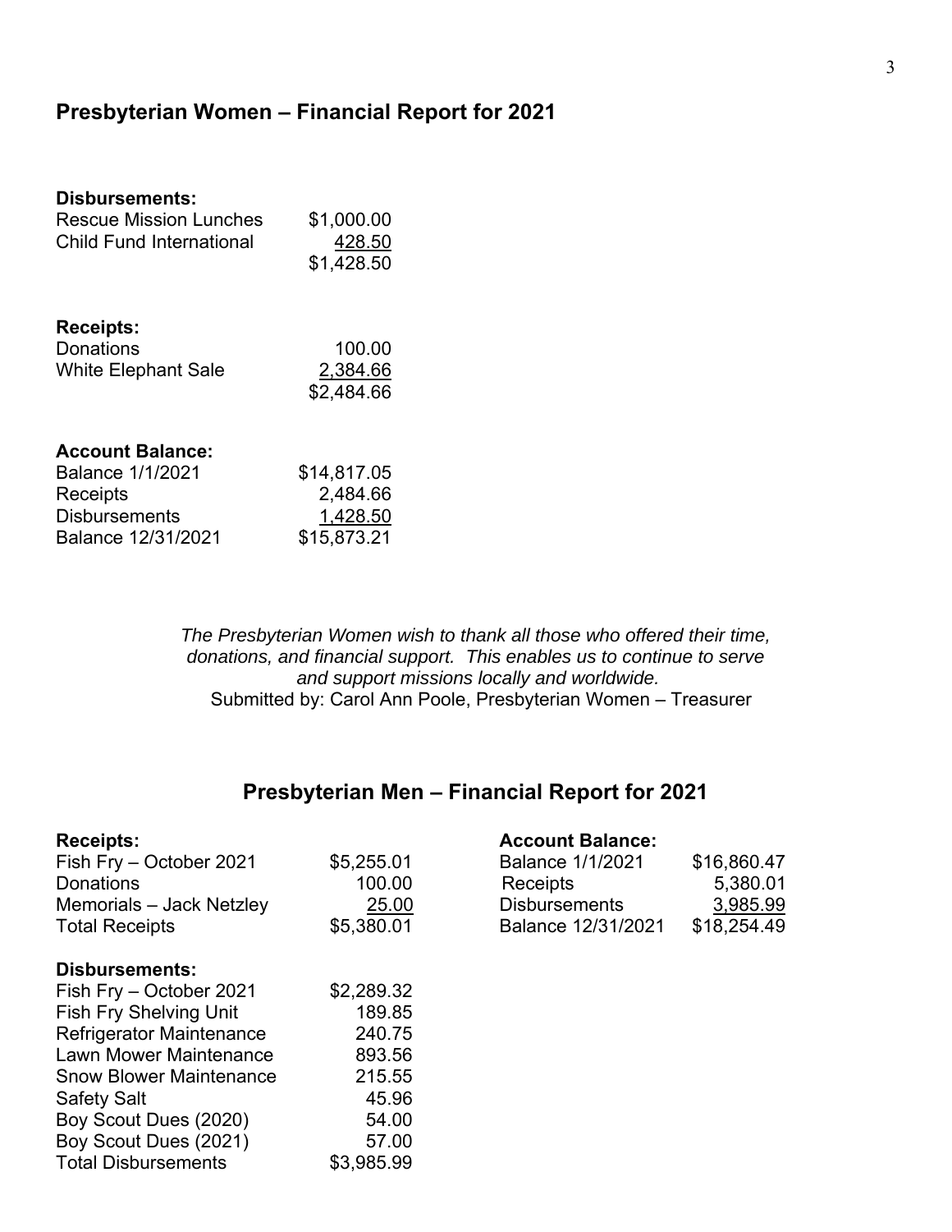## Presbyterian Women – Financial Report for 2021

**Disbursements:**

| | |
|---|---|
| Rescue Mission Lunches | $1,000.00 |
| Child Fund International | 428.50 |
| | $1,428.50 |

**Receipts:**

| | |
|---|---|
| Donations | 100.00 |
| White Elephant Sale | 2,384.66 |
| | $2,484.66 |

**Account Balance:**

| | |
|---|---|
| Balance 1/1/2021 | $14,817.05 |
| Receipts | 2,484.66 |
| Disbursements | 1,428.50 |
| Balance 12/31/2021 | $15,873.21 |

*The Presbyterian Women wish to thank all those who offered their time, donations, and financial support. This enables us to continue to serve and support missions locally and worldwide.*

Submitted by: Carol Ann Poole, Presbyterian Women – Treasurer

## Presbyterian Men – Financial Report for 2021

**Receipts:**

| | |
|---|---|
| Fish Fry – October 2021 | $5,255.01 |
| Donations | 100.00 |
| Memorials – Jack Netzley | 25.00 |
| Total Receipts | $5,380.01 |

**Disbursements:**

| | |
|---|---|
| Fish Fry – October 2021 | $2,289.32 |
| Fish Fry Shelving Unit | 189.85 |
| Refrigerator Maintenance | 240.75 |
| Lawn Mower Maintenance | 893.56 |
| Snow Blower Maintenance | 215.55 |
| Safety Salt | 45.96 |
| Boy Scout Dues (2020) | 54.00 |
| Boy Scout Dues (2021) | 57.00 |
| Total Disbursements | $3,985.99 |

**Account Balance:**

| | |
|---|---|
| Balance 1/1/2021 | $16,860.47 |
| Receipts | 5,380.01 |
| Disbursements | 3,985.99 |
| Balance 12/31/2021 | $18,254.49 |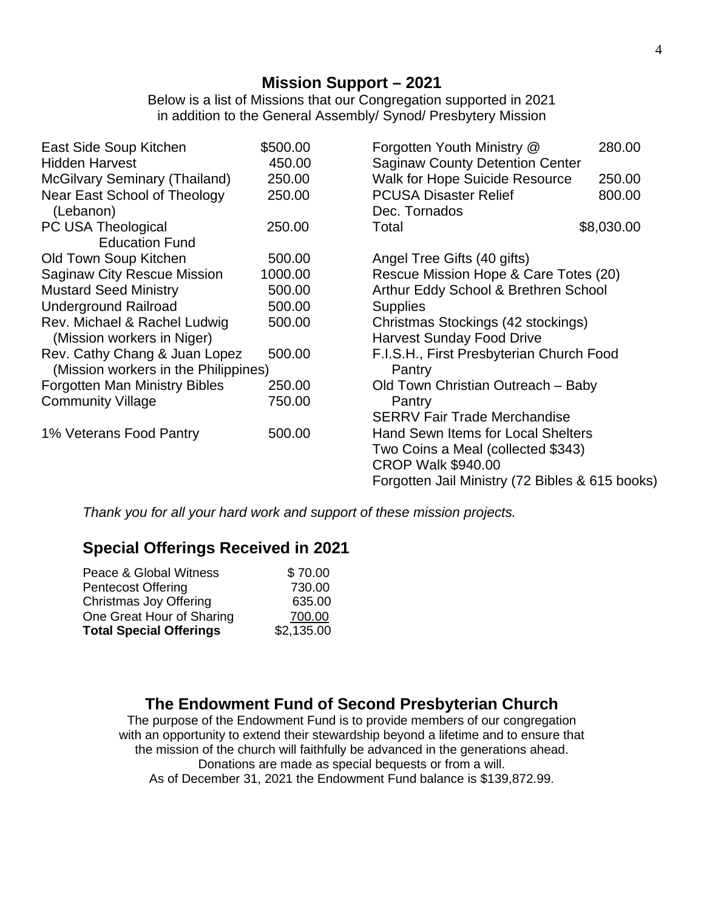## Mission Support – 2021

Below is a list of Missions that our Congregation supported in 2021 in addition to the General Assembly/ Synod/ Presbytery Mission

| Mission | Amount |
|---|---|
| East Side Soup Kitchen | $500.00 |
| Hidden Harvest | 450.00 |
| McGilvary Seminary (Thailand) | 250.00 |
| Near East School of Theology (Lebanon) | 250.00 |
| PC USA Theological Education Fund | 250.00 |
| Old Town Soup Kitchen | 500.00 |
| Saginaw City Rescue Mission | 1000.00 |
| Mustard Seed Ministry | 500.00 |
| Underground Railroad | 500.00 |
| Rev. Michael & Rachel Ludwig (Mission workers in Niger) | 500.00 |
| Rev. Cathy Chang & Juan Lopez (Mission workers in the Philippines) | 500.00 |
| Forgotten Man Ministry Bibles | 250.00 |
| Community Village | 750.00 |
| 1% Veterans Food Pantry | 500.00 |
| Forgotten Youth Ministry @ Saginaw County Detention Center | 280.00 |
| Walk for Hope Suicide Resource | 250.00 |
| PCUSA Disaster Relief Dec. Tornados | 800.00 |
| Total | $8,030.00 |

- Angel Tree Gifts (40 gifts)
- Rescue Mission Hope & Care Totes (20)
- Arthur Eddy School & Brethren School Supplies
- Christmas Stockings (42 stockings)
- Harvest Sunday Food Drive
- F.I.S.H., First Presbyterian Church Food Pantry
- Old Town Christian Outreach – Baby Pantry
- SERRV Fair Trade Merchandise
- Hand Sewn Items for Local Shelters
- Two Coins a Meal (collected $343)
- CROP Walk $940.00
- Forgotten Jail Ministry (72 Bibles & 615 books)

*Thank you for all your hard work and support of these mission projects.*

## Special Offerings Received in 2021

| Offering | Amount |
|---|---|
| Peace & Global Witness | $ 70.00 |
| Pentecost Offering | 730.00 |
| Christmas Joy Offering | 635.00 |
| One Great Hour of Sharing | 700.00 |
| **Total Special Offerings** | $2,135.00 |

## The Endowment Fund of Second Presbyterian Church

The purpose of the Endowment Fund is to provide members of our congregation with an opportunity to extend their stewardship beyond a lifetime and to ensure that the mission of the church will faithfully be advanced in the generations ahead. Donations are made as special bequests or from a will.

As of December 31, 2021 the Endowment Fund balance is $139,872.99.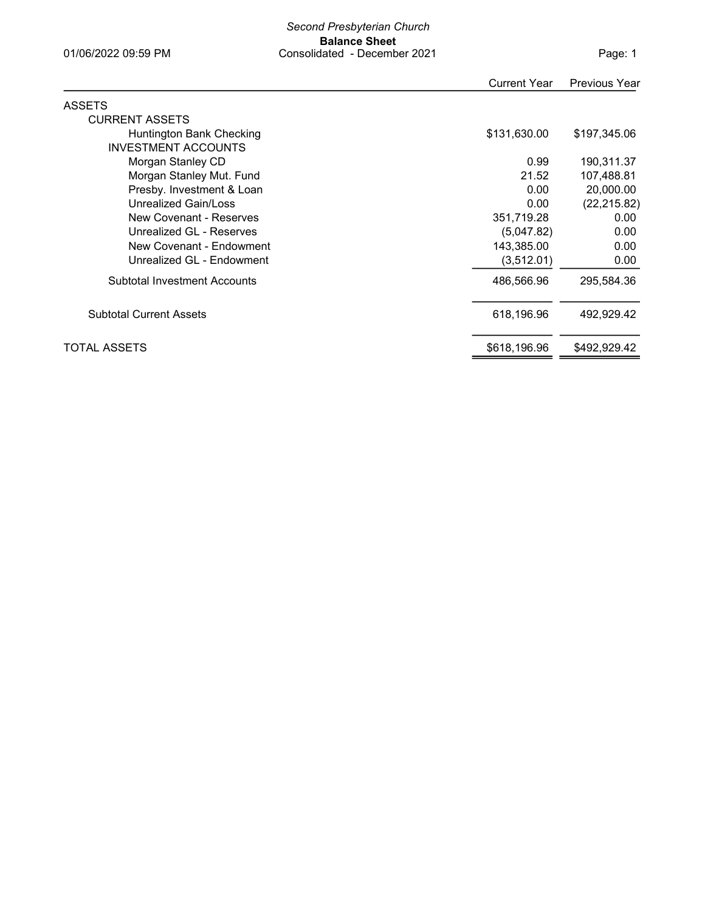*Second Presbyterian Church*

**Balance Sheet**

Consolidated - December 2021

01/06/2022 09:59 PM

| | Current Year | Previous Year |
|---|---|---|
| ASSETS | | |
| CURRENT ASSETS | | |
| Huntington Bank Checking | $131,630.00 | $197,345.06 |
| INVESTMENT ACCOUNTS | | |
| Morgan Stanley CD | 0.99 | 190,311.37 |
| Morgan Stanley Mut. Fund | 21.52 | 107,488.81 |
| Presby. Investment & Loan | 0.00 | 20,000.00 |
| Unrealized Gain/Loss | 0.00 | (22,215.82) |
| New Covenant - Reserves | 351,719.28 | 0.00 |
| Unrealized GL - Reserves | (5,047.82) | 0.00 |
| New Covenant - Endowment | 143,385.00 | 0.00 |
| Unrealized GL - Endowment | (3,512.01) | 0.00 |
| Subtotal Investment Accounts | 486,566.96 | 295,584.36 |
| Subtotal Current Assets | 618,196.96 | 492,929.42 |
| TOTAL ASSETS | $618,196.96 | $492,929.42 |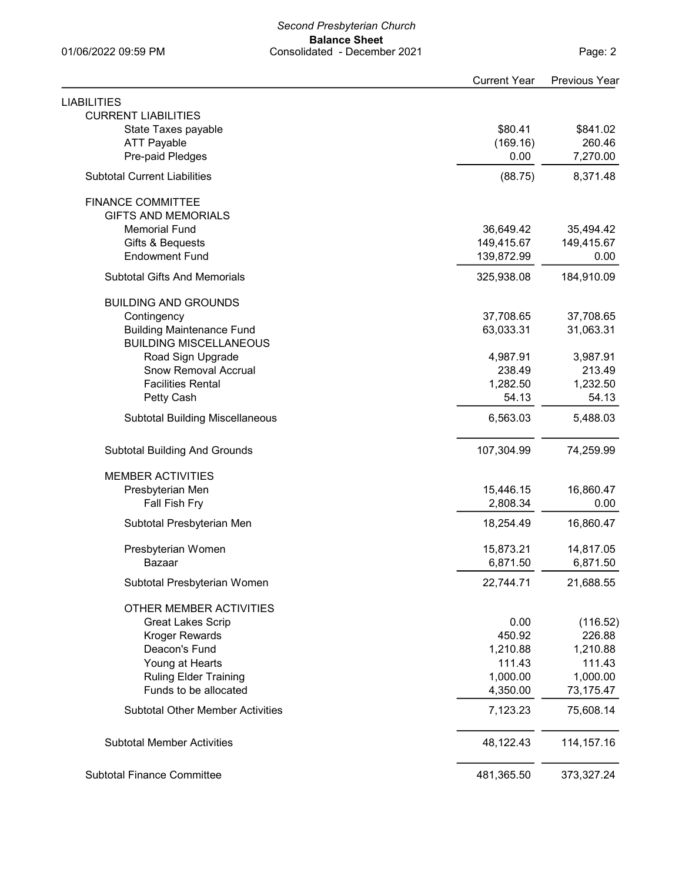*Second Presbyterian Church*

**Balance Sheet**

Consolidated - December 2021

| | Current Year | Previous Year |
|---|---|---|
| **LIABILITIES** | | |
| CURRENT LIABILITIES | | |
| State Taxes payable | $80.41 | $841.02 |
| ATT Payable | (169.16) | 260.46 |
| Pre-paid Pledges | 0.00 | 7,270.00 |
| Subtotal Current Liabilities | (88.75) | 8,371.48 |
| FINANCE COMMITTEE | | |
| GIFTS AND MEMORIALS | | |
| Memorial Fund | 36,649.42 | 35,494.42 |
| Gifts & Bequests | 149,415.67 | 149,415.67 |
| Endowment Fund | 139,872.99 | 0.00 |
| Subtotal Gifts And Memorials | 325,938.08 | 184,910.09 |
| BUILDING AND GROUNDS | | |
| Contingency | 37,708.65 | 37,708.65 |
| Building Maintenance Fund | 63,033.31 | 31,063.31 |
| BUILDING MISCELLANEOUS | | |
| Road Sign Upgrade | 4,987.91 | 3,987.91 |
| Snow Removal Accrual | 238.49 | 213.49 |
| Facilities Rental | 1,282.50 | 1,232.50 |
| Petty Cash | 54.13 | 54.13 |
| Subtotal Building Miscellaneous | 6,563.03 | 5,488.03 |
| Subtotal Building And Grounds | 107,304.99 | 74,259.99 |
| MEMBER ACTIVITIES | | |
| Presbyterian Men | 15,446.15 | 16,860.47 |
| Fall Fish Fry | 2,808.34 | 0.00 |
| Subtotal Presbyterian Men | 18,254.49 | 16,860.47 |
| Presbyterian Women | 15,873.21 | 14,817.05 |
| Bazaar | 6,871.50 | 6,871.50 |
| Subtotal Presbyterian Women | 22,744.71 | 21,688.55 |
| OTHER MEMBER ACTIVITIES | | |
| Great Lakes Scrip | 0.00 | (116.52) |
| Kroger Rewards | 450.92 | 226.88 |
| Deacon's Fund | 1,210.88 | 1,210.88 |
| Young at Hearts | 111.43 | 111.43 |
| Ruling Elder Training | 1,000.00 | 1,000.00 |
| Funds to be allocated | 4,350.00 | 73,175.47 |
| Subtotal Other Member Activities | 7,123.23 | 75,608.14 |
| Subtotal Member Activities | 48,122.43 | 114,157.16 |
| Subtotal Finance Committee | 481,365.50 | 373,327.24 |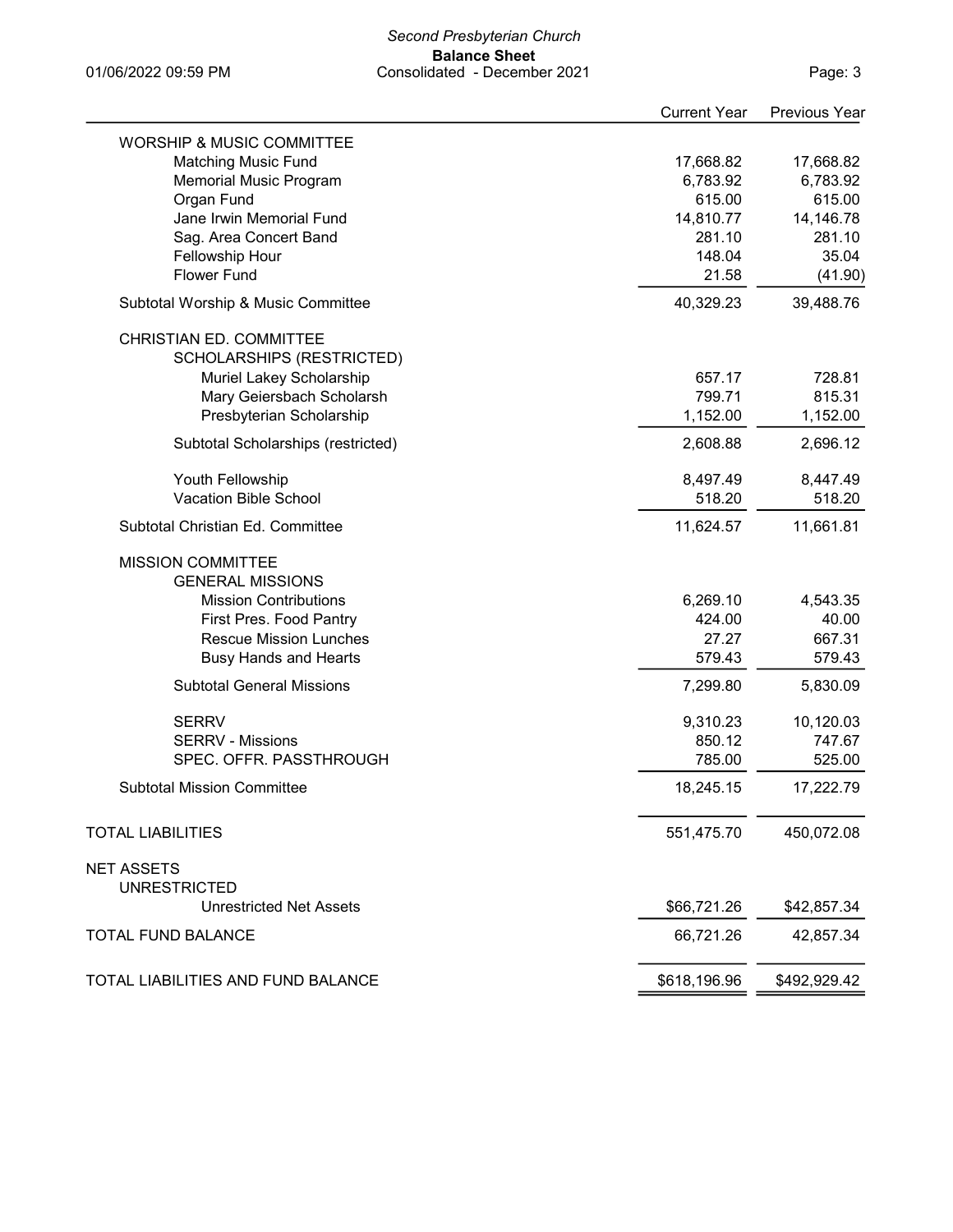| | Current Year | Previous Year |
|---|---|---|
| WORSHIP & MUSIC COMMITTEE | | |
| Matching Music Fund | 17,668.82 | 17,668.82 |
| Memorial Music Program | 6,783.92 | 6,783.92 |
| Organ Fund | 615.00 | 615.00 |
| Jane Irwin Memorial Fund | 14,810.77 | 14,146.78 |
| Sag. Area Concert Band | 281.10 | 281.10 |
| Fellowship Hour | 148.04 | 35.04 |
| Flower Fund | 21.58 | (41.90) |
| Subtotal Worship & Music Committee | 40,329.23 | 39,488.76 |
| CHRISTIAN ED. COMMITTEE | | |
| SCHOLARSHIPS (RESTRICTED) | | |
| Muriel Lakey Scholarship | 657.17 | 728.81 |
| Mary Geiersbach Scholarsh | 799.71 | 815.31 |
| Presbyterian Scholarship | 1,152.00 | 1,152.00 |
| Subtotal Scholarships (restricted) | 2,608.88 | 2,696.12 |
| Youth Fellowship | 8,497.49 | 8,447.49 |
| Vacation Bible School | 518.20 | 518.20 |
| Subtotal Christian Ed. Committee | 11,624.57 | 11,661.81 |
| MISSION COMMITTEE | | |
| GENERAL MISSIONS | | |
| Mission Contributions | 6,269.10 | 4,543.35 |
| First Pres. Food Pantry | 424.00 | 40.00 |
| Rescue Mission Lunches | 27.27 | 667.31 |
| Busy Hands and Hearts | 579.43 | 579.43 |
| Subtotal General Missions | 7,299.80 | 5,830.09 |
| SERRV | 9,310.23 | 10,120.03 |
| SERRV - Missions | 850.12 | 747.67 |
| SPEC. OFFR. PASSTHROUGH | 785.00 | 525.00 |
| Subtotal Mission Committee | 18,245.15 | 17,222.79 |
| TOTAL LIABILITIES | 551,475.70 | 450,072.08 |
| NET ASSETS | | |
| UNRESTRICTED | | |
| Unrestricted Net Assets | $66,721.26 | $42,857.34 |
| TOTAL FUND BALANCE | 66,721.26 | 42,857.34 |
| TOTAL LIABILITIES AND FUND BALANCE | $618,196.96 | $492,929.42 |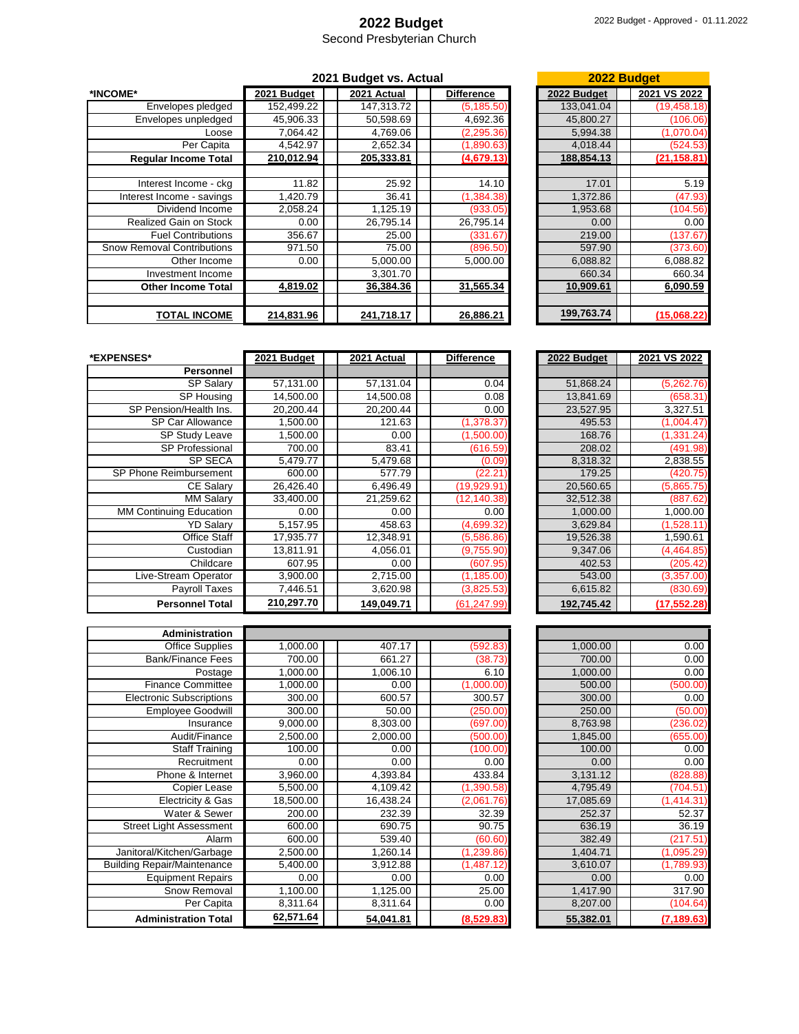# 2022 Budget

Second Presbyterian Church

2022 Budget - Approved - 01.11.2022

| *INCOME* | 2021 Budget | 2021 Actual | Difference | 2022 Budget | 2021 VS 2022 |
|---|---|---|---|---|---|
| Envelopes pledged | 152,499.22 | 147,313.72 | (5,185.50) | 133,041.04 | (19,458.18) |
| Envelopes unpledged | 45,906.33 | 50,598.69 | 4,692.36 | 45,800.27 | (106.06) |
| Loose | 7,064.42 | 4,769.06 | (2,295.36) | 5,994.38 | (1,070.04) |
| Per Capita | 4,542.97 | 2,652.34 | (1,890.63) | 4,018.44 | (524.53) |
| **Regular Income Total** | **210,012.94** | **205,333.81** | **(4,679.13)** | **188,854.13** | **(21,158.81)** |
| | | | | | |
| Interest Income - ckg | 11.82 | 25.92 | 14.10 | 17.01 | 5.19 |
| Interest Income - savings | 1,420.79 | 36.41 | (1,384.38) | 1,372.86 | (47.93) |
| Dividend Income | 2,058.24 | 1,125.19 | (933.05) | 1,953.68 | (104.56) |
| Realized Gain on Stock | 0.00 | 26,795.14 | 26,795.14 | 0.00 | 0.00 |
| Fuel Contributions | 356.67 | 25.00 | (331.67) | 219.00 | (137.67) |
| Snow Removal Contributions | 971.50 | 75.00 | (896.50) | 597.90 | (373.60) |
| Other Income | 0.00 | 5,000.00 | 5,000.00 | 6,088.82 | 6,088.82 |
| Investment Income | | 3,301.70 | | 660.34 | 660.34 |
| **Other Income Total** | **4,819.02** | **36,384.36** | **31,565.34** | **10,909.61** | **6,090.59** |
| | | | | | |
| **TOTAL INCOME** | **214,831.96** | **241,718.17** | **26,886.21** | **199,763.74** | **(15,068.22)** |

| *EXPENSES* | 2021 Budget | 2021 Actual | Difference | 2022 Budget | 2021 VS 2022 |
|---|---|---|---|---|---|
| **Personnel** | | | | | |
| SP Salary | 57,131.00 | 57,131.04 | 0.04 | 51,868.24 | (5,262.76) |
| SP Housing | 14,500.00 | 14,500.08 | 0.08 | 13,841.69 | (658.31) |
| SP Pension/Health Ins. | 20,200.44 | 20,200.44 | 0.00 | 23,527.95 | 3,327.51 |
| SP Car Allowance | 1,500.00 | 121.63 | (1,378.37) | 495.53 | (1,004.47) |
| SP Study Leave | 1,500.00 | 0.00 | (1,500.00) | 168.76 | (1,331.24) |
| SP Professional | 700.00 | 83.41 | (616.59) | 208.02 | (491.98) |
| SP SECA | 5,479.77 | 5,479.68 | (0.09) | 8,318.32 | 2,838.55 |
| SP Phone Reimbursement | 600.00 | 577.79 | (22.21) | 179.25 | (420.75) |
| CE Salary | 26,426.40 | 6,496.49 | (19,929.91) | 20,560.65 | (5,865.75) |
| MM Salary | 33,400.00 | 21,259.62 | (12,140.38) | 32,512.38 | (887.62) |
| MM Continuing Education | 0.00 | 0.00 | 0.00 | 1,000.00 | 1,000.00 |
| YD Salary | 5,157.95 | 458.63 | (4,699.32) | 3,629.84 | (1,528.11) |
| Office Staff | 17,935.77 | 12,348.91 | (5,586.86) | 19,526.38 | 1,590.61 |
| Custodian | 13,811.91 | 4,056.01 | (9,755.90) | 9,347.06 | (4,464.85) |
| Childcare | 607.95 | 0.00 | (607.95) | 402.53 | (205.42) |
| Live-Stream Operator | 3,900.00 | 2,715.00 | (1,185.00) | 543.00 | (3,357.00) |
| Payroll Taxes | 7,446.51 | 3,620.98 | (3,825.53) | 6,615.82 | (830.69) |
| **Personnel Total** | **210,297.70** | **149,049.71** | **(61,247.99)** | **192,745.42** | **(17,552.28)** |
| | | | | | |
| **Administration** | | | | | |
| Office Supplies | 1,000.00 | 407.17 | (592.83) | 1,000.00 | 0.00 |
| Bank/Finance Fees | 700.00 | 661.27 | (38.73) | 700.00 | 0.00 |
| Postage | 1,000.00 | 1,006.10 | 6.10 | 1,000.00 | 0.00 |
| Finance Committee | 1,000.00 | 0.00 | (1,000.00) | 500.00 | (500.00) |
| Electronic Subscriptions | 300.00 | 600.57 | 300.57 | 300.00 | 0.00 |
| Employee Goodwill | 300.00 | 50.00 | (250.00) | 250.00 | (50.00) |
| Insurance | 9,000.00 | 8,303.00 | (697.00) | 8,763.98 | (236.02) |
| Audit/Finance | 2,500.00 | 2,000.00 | (500.00) | 1,845.00 | (655.00) |
| Staff Training | 100.00 | 0.00 | (100.00) | 100.00 | 0.00 |
| Recruitment | 0.00 | 0.00 | 0.00 | 0.00 | 0.00 |
| Phone & Internet | 3,960.00 | 4,393.84 | 433.84 | 3,131.12 | (828.88) |
| Copier Lease | 5,500.00 | 4,109.42 | (1,390.58) | 4,795.49 | (704.51) |
| Electricity & Gas | 18,500.00 | 16,438.24 | (2,061.76) | 17,085.69 | (1,414.31) |
| Water & Sewer | 200.00 | 232.39 | 32.39 | 252.37 | 52.37 |
| Street Light Assessment | 600.00 | 690.75 | 90.75 | 636.19 | 36.19 |
| Alarm | 600.00 | 539.40 | (60.60) | 382.49 | (217.51) |
| Janitoral/Kitchen/Garbage | 2,500.00 | 1,260.14 | (1,239.86) | 1,404.71 | (1,095.29) |
| Building Repair/Maintenance | 5,400.00 | 3,912.88 | (1,487.12) | 3,610.07 | (1,789.93) |
| Equipment Repairs | 0.00 | 0.00 | 0.00 | 0.00 | 0.00 |
| Snow Removal | 1,100.00 | 1,125.00 | 25.00 | 1,417.90 | 317.90 |
| Per Capita | 8,311.64 | 8,311.64 | 0.00 | 8,207.00 | (104.64) |
| **Administration Total** | **62,571.64** | **54,041.81** | **(8,529.83)** | **55,382.01** | **(7,189.63)** |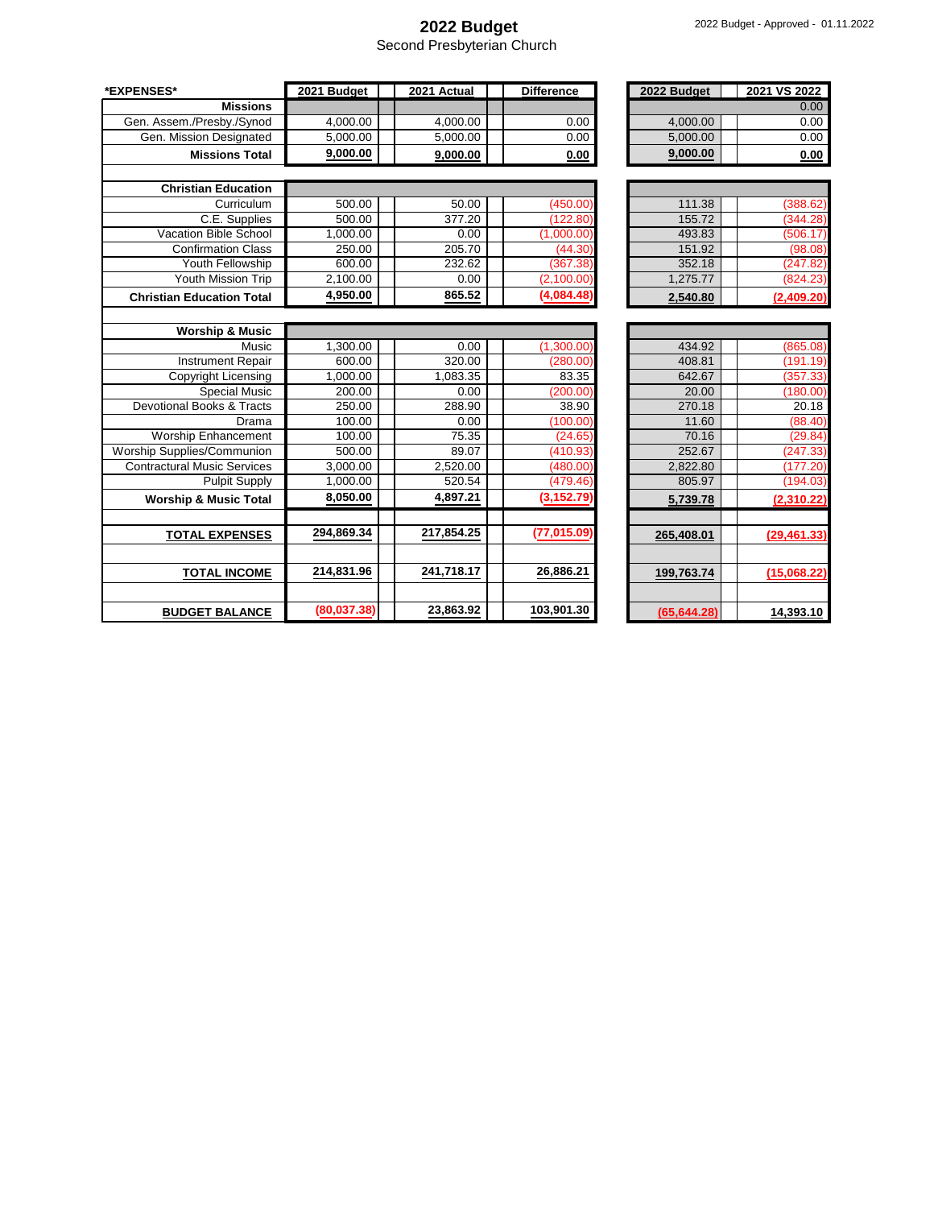# 2022 Budget

Second Presbyterian Church

2022 Budget - Approved - 01.11.2022

| *EXPENSES* | 2021 Budget | 2021 Actual | Difference | 2022 Budget | 2021 VS 2022 |
|---|---|---|---|---|---|
| **Missions** | | | | | 0.00 |
| Gen. Assem./Presby./Synod | 4,000.00 | 4,000.00 | 0.00 | 4,000.00 | 0.00 |
| Gen. Mission Designated | 5,000.00 | 5,000.00 | 0.00 | 5,000.00 | 0.00 |
| **Missions Total** | **9,000.00** | **9,000.00** | **0.00** | **9,000.00** | **0.00** |
| | | | | | |
| **Christian Education** | | | | | |
| Curriculum | 500.00 | 50.00 | (450.00) | 111.38 | (388.62) |
| C.E. Supplies | 500.00 | 377.20 | (122.80) | 155.72 | (344.28) |
| Vacation Bible School | 1,000.00 | 0.00 | (1,000.00) | 493.83 | (506.17) |
| Confirmation Class | 250.00 | 205.70 | (44.30) | 151.92 | (98.08) |
| Youth Fellowship | 600.00 | 232.62 | (367.38) | 352.18 | (247.82) |
| Youth Mission Trip | 2,100.00 | 0.00 | (2,100.00) | 1,275.77 | (824.23) |
| **Christian Education Total** | **4,950.00** | **865.52** | **(4,084.48)** | **2,540.80** | **(2,409.20)** |
| | | | | | |
| **Worship & Music** | | | | | |
| Music | 1,300.00 | 0.00 | (1,300.00) | 434.92 | (865.08) |
| Instrument Repair | 600.00 | 320.00 | (280.00) | 408.81 | (191.19) |
| Copyright Licensing | 1,000.00 | 1,083.35 | 83.35 | 642.67 | (357.33) |
| Special Music | 200.00 | 0.00 | (200.00) | 20.00 | (180.00) |
| Devotional Books & Tracts | 250.00 | 288.90 | 38.90 | 270.18 | 20.18 |
| Drama | 100.00 | 0.00 | (100.00) | 11.60 | (88.40) |
| Worship Enhancement | 100.00 | 75.35 | (24.65) | 70.16 | (29.84) |
| Worship Supplies/Communion | 500.00 | 89.07 | (410.93) | 252.67 | (247.33) |
| Contractural Music Services | 3,000.00 | 2,520.00 | (480.00) | 2,822.80 | (177.20) |
| Pulpit Supply | 1,000.00 | 520.54 | (479.46) | 805.97 | (194.03) |
| **Worship & Music Total** | **8,050.00** | **4,897.21** | **(3,152.79)** | **5,739.78** | **(2,310.22)** |
| | | | | | |
| **TOTAL EXPENSES** | **294,869.34** | **217,854.25** | **(77,015.09)** | **265,408.01** | **(29,461.33)** |
| | | | | | |
| **TOTAL INCOME** | **214,831.96** | **241,718.17** | **26,886.21** | **199,763.74** | **(15,068.22)** |
| | | | | | |
| **BUDGET BALANCE** | **(80,037.38)** | **23,863.92** | **103,901.30** | **(65,644.28)** | **14,393.10** |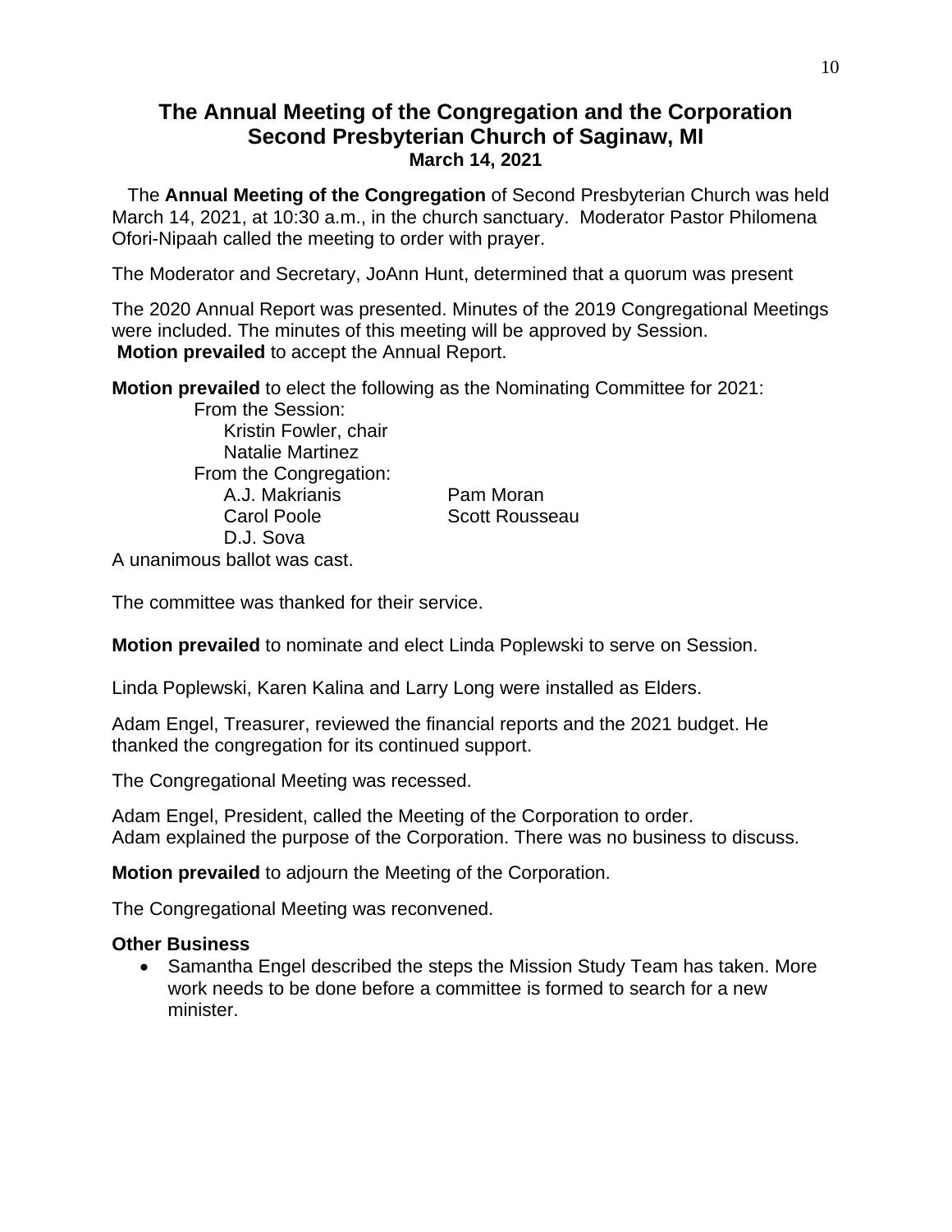# The Annual Meeting of the Congregation and the Corporation
## Second Presbyterian Church of Saginaw, MI
### March 14, 2021

The **Annual Meeting of the Congregation** of Second Presbyterian Church was held March 14, 2021, at 10:30 a.m., in the church sanctuary. Moderator Pastor Philomena Ofori-Nipaah called the meeting to order with prayer.

The Moderator and Secretary, JoAnn Hunt, determined that a quorum was present

The 2020 Annual Report was presented. Minutes of the 2019 Congregational Meetings were included. The minutes of this meeting will be approved by Session.
**Motion prevailed** to accept the Annual Report.

**Motion prevailed** to elect the following as the Nominating Committee for 2021:

From the Session:
- Kristin Fowler, chair
- Natalie Martinez

From the Congregation:
- A.J. Makrianis
- Pam Moran
- Carol Poole
- Scott Rousseau
- D.J. Sova

A unanimous ballot was cast.

The committee was thanked for their service.

**Motion prevailed** to nominate and elect Linda Poplewski to serve on Session.

Linda Poplewski, Karen Kalina and Larry Long were installed as Elders.

Adam Engel, Treasurer, reviewed the financial reports and the 2021 budget. He thanked the congregation for its continued support.

The Congregational Meeting was recessed.

Adam Engel, President, called the Meeting of the Corporation to order.
Adam explained the purpose of the Corporation. There was no business to discuss.

**Motion prevailed** to adjourn the Meeting of the Corporation.

The Congregational Meeting was reconvened.

**Other Business**

- Samantha Engel described the steps the Mission Study Team has taken. More work needs to be done before a committee is formed to search for a new minister.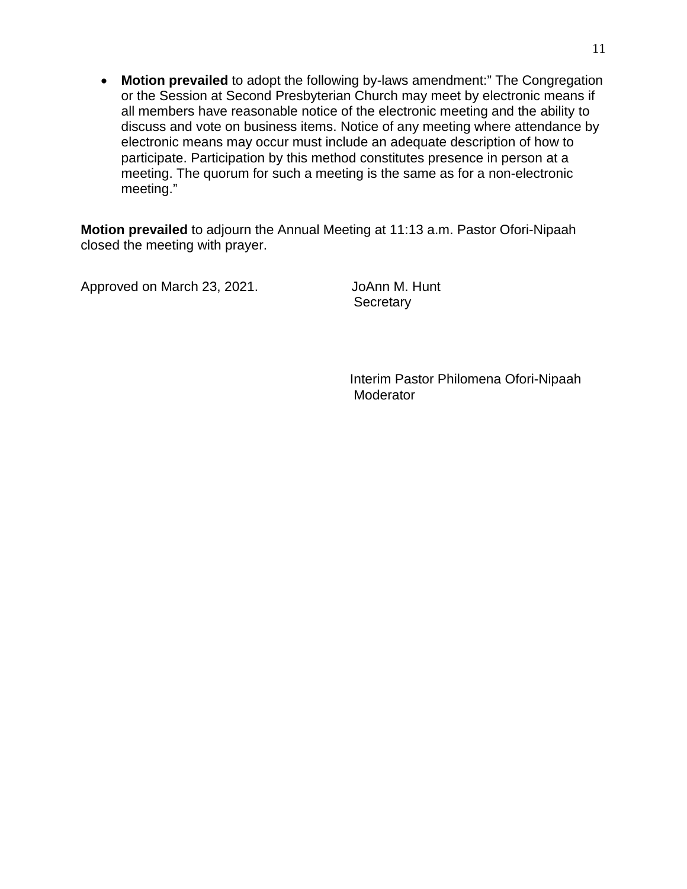- **Motion prevailed** to adopt the following by-laws amendment:" The Congregation or the Session at Second Presbyterian Church may meet by electronic means if all members have reasonable notice of the electronic meeting and the ability to discuss and vote on business items. Notice of any meeting where attendance by electronic means may occur must include an adequate description of how to participate. Participation by this method constitutes presence in person at a meeting. The quorum for such a meeting is the same as for a non-electronic meeting."

**Motion prevailed** to adjourn the Annual Meeting at 11:13 a.m. Pastor Ofori-Nipaah closed the meeting with prayer.

Approved on March 23, 2021.

JoAnn M. Hunt
Secretary

Interim Pastor Philomena Ofori-Nipaah
Moderator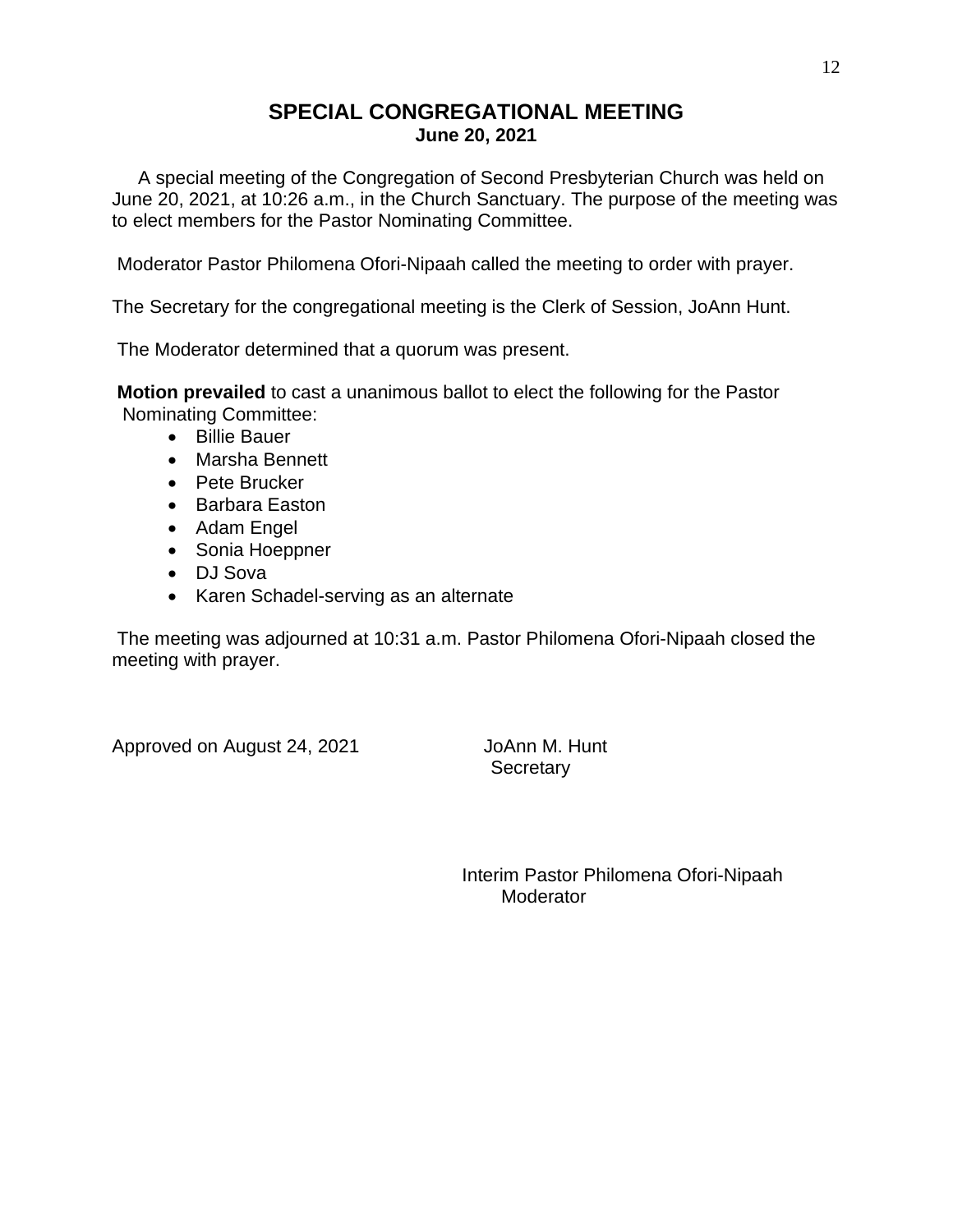# SPECIAL CONGREGATIONAL MEETING

**June 20, 2021**

A special meeting of the Congregation of Second Presbyterian Church was held on June 20, 2021, at 10:26 a.m., in the Church Sanctuary. The purpose of the meeting was to elect members for the Pastor Nominating Committee.

Moderator Pastor Philomena Ofori-Nipaah called the meeting to order with prayer.

The Secretary for the congregational meeting is the Clerk of Session, JoAnn Hunt.

The Moderator determined that a quorum was present.

**Motion prevailed** to cast a unanimous ballot to elect the following for the Pastor Nominating Committee:

- Billie Bauer
- Marsha Bennett
- Pete Brucker
- Barbara Easton
- Adam Engel
- Sonia Hoeppner
- DJ Sova
- Karen Schadel-serving as an alternate

The meeting was adjourned at 10:31 a.m. Pastor Philomena Ofori-Nipaah closed the meeting with prayer.

Approved on August 24, 2021

JoAnn M. Hunt
Secretary

Interim Pastor Philomena Ofori-Nipaah
Moderator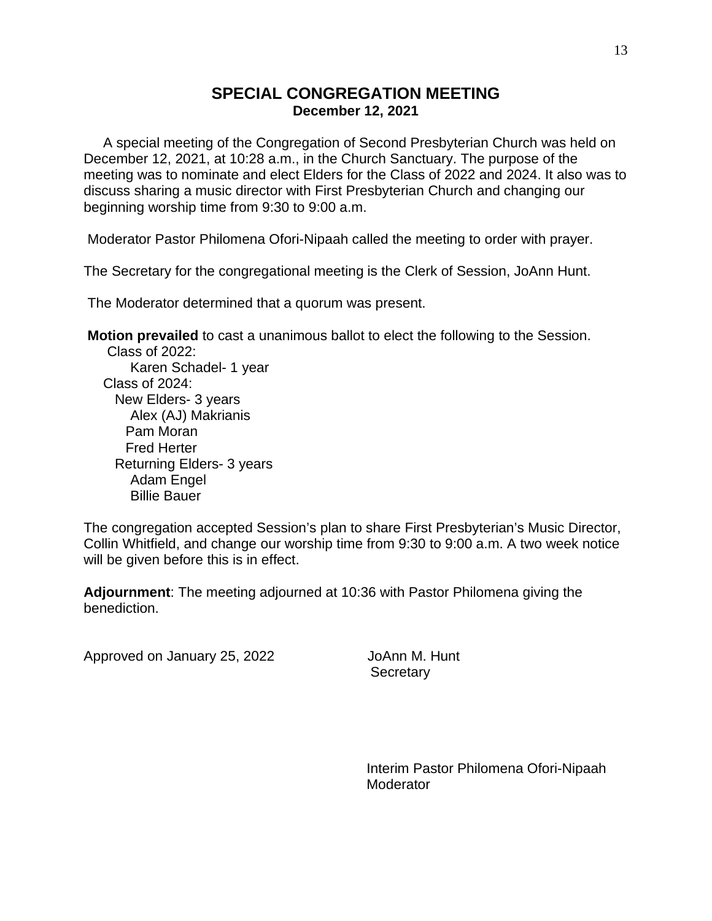# SPECIAL CONGREGATION MEETING

**December 12, 2021**

A special meeting of the Congregation of Second Presbyterian Church was held on December 12, 2021, at 10:28 a.m., in the Church Sanctuary. The purpose of the meeting was to nominate and elect Elders for the Class of 2022 and 2024. It also was to discuss sharing a music director with First Presbyterian Church and changing our beginning worship time from 9:30 to 9:00 a.m.

Moderator Pastor Philomena Ofori-Nipaah called the meeting to order with prayer.

The Secretary for the congregational meeting is the Clerk of Session, JoAnn Hunt.

The Moderator determined that a quorum was present.

**Motion prevailed** to cast a unanimous ballot to elect the following to the Session.

- Class of 2022:
  - Karen Schadel- 1 year
- Class of 2024:
  - New Elders- 3 years
    - Alex (AJ) Makrianis
    - Pam Moran
    - Fred Herter
  - Returning Elders- 3 years
    - Adam Engel
    - Billie Bauer

The congregation accepted Session's plan to share First Presbyterian's Music Director, Collin Whitfield, and change our worship time from 9:30 to 9:00 a.m. A two week notice will be given before this is in effect.

**Adjournment**: The meeting adjourned at 10:36 with Pastor Philomena giving the benediction.

Approved on January 25, 2022

JoAnn M. Hunt
Secretary

Interim Pastor Philomena Ofori-Nipaah
Moderator